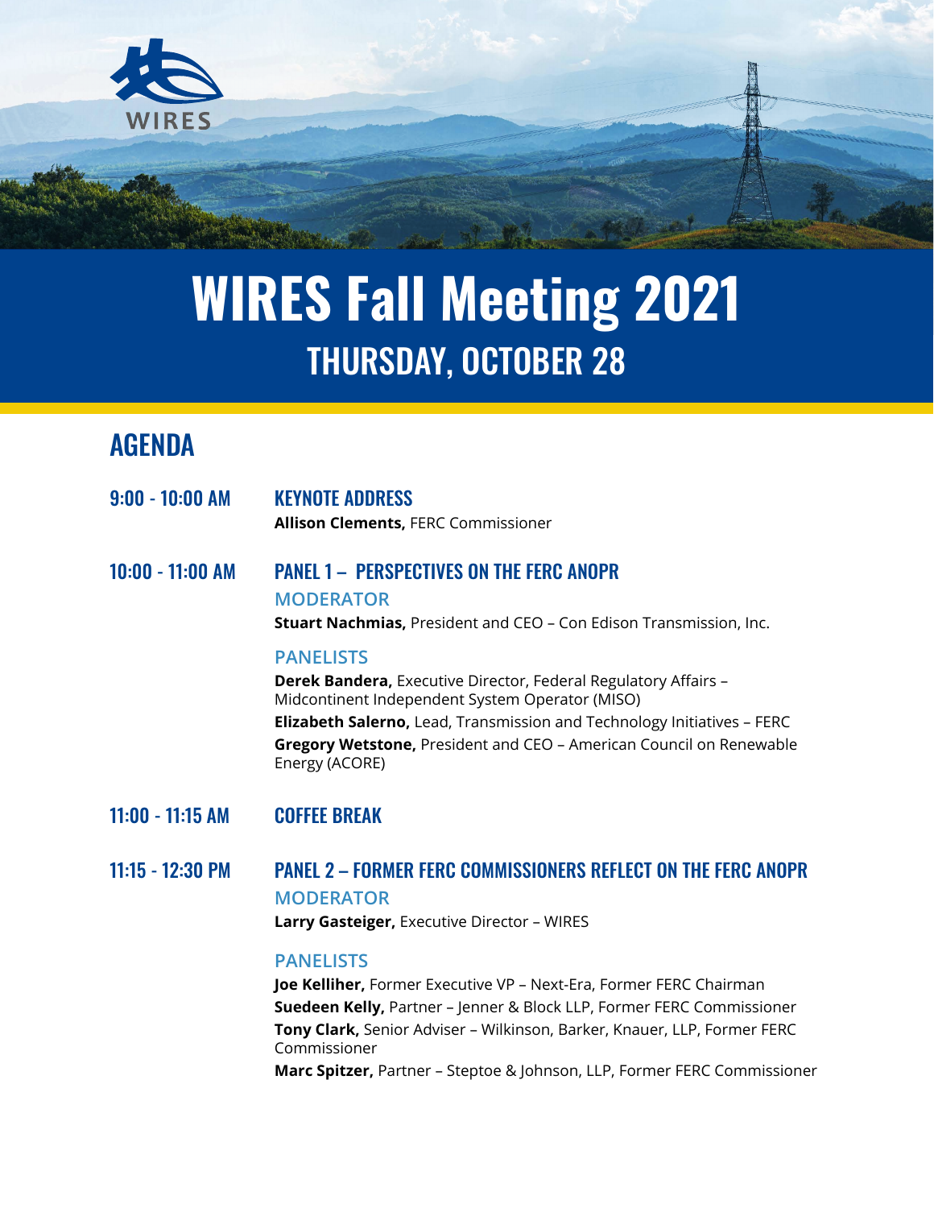WIRES

# WIRES Fall Meeting 2021

## THURSDAY, OCTOBER 28

## AGENDA

**9:00 - 10:00 AM**

### KEYNOTE ADDRESS

**Allison Clements,** FERC Commissioner

**10:00 - 11:00 AM**

### PANEL 1 – PERSPECTIVES ON THE FERC ANOPR

**MODERATOR**

**Stuart Nachmias,** President and CEO – Con Edison Transmission, Inc.

**PANELISTS**

**Derek Bandera,** Executive Director, Federal Regulatory Affairs – Midcontinent Independent System Operator (MISO)

**Elizabeth Salerno,** Lead, Transmission and Technology Initiatives – FERC

**Gregory Wetstone,** President and CEO – American Council on Renewable Energy (ACORE)

**11:00 - 11:15 AM**

### COFFEE BREAK

**11:15 - 12:30 PM**

### PANEL 2 – FORMER FERC COMMISSIONERS REFLECT ON THE FERC ANOPR

**MODERATOR**

**Larry Gasteiger,** Executive Director – WIRES

**PANELISTS**

**Joe Kelliher,** Former Executive VP – Next-Era, Former FERC Chairman

**Suedeen Kelly,** Partner – Jenner & Block LLP, Former FERC Commissioner

**Tony Clark,** Senior Adviser – Wilkinson, Barker, Knauer, LLP, Former FERC Commissioner

**Marc Spitzer,** Partner – Steptoe & Johnson, LLP, Former FERC Commissioner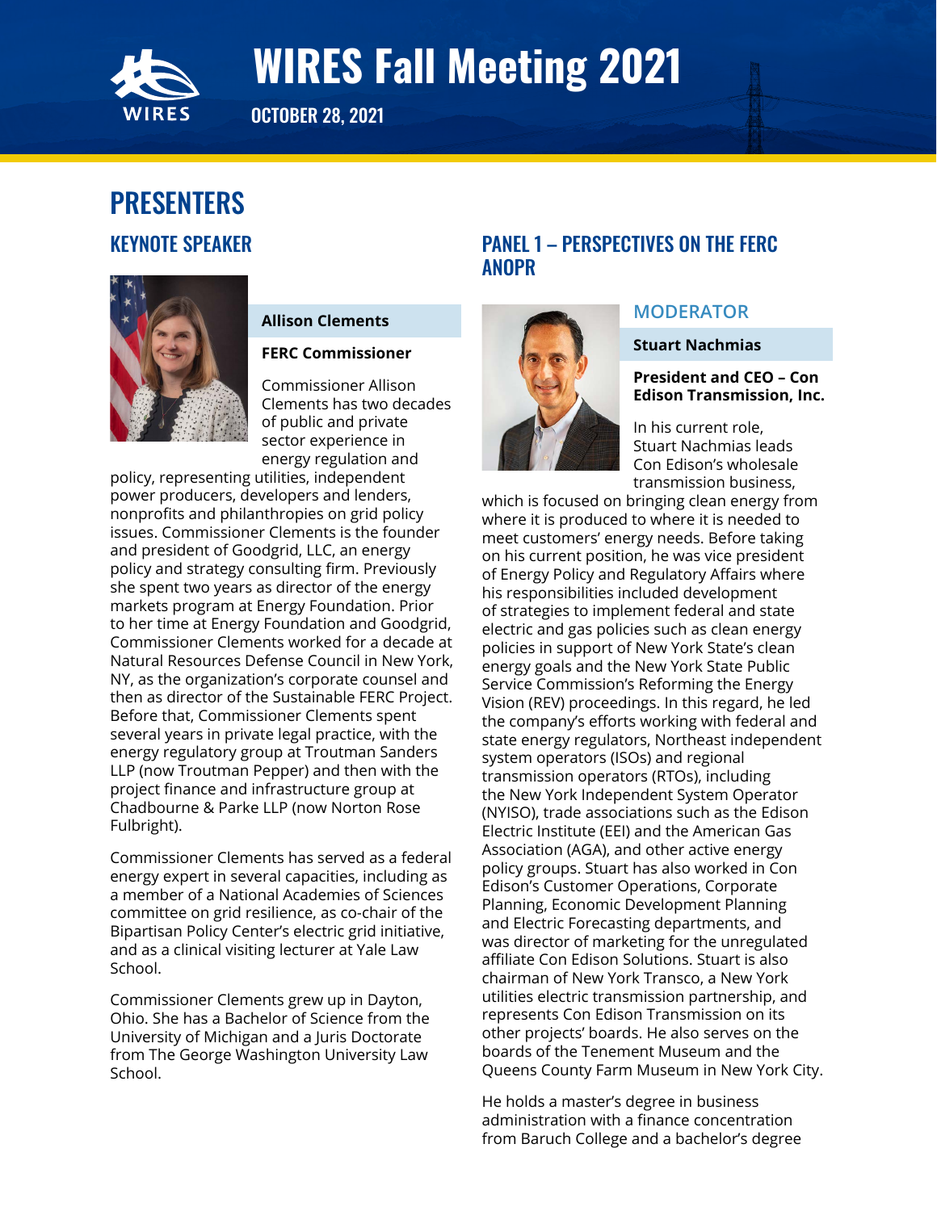# WIRES Fall Meeting 2021

OCTOBER 28, 2021

# PRESENTERS

## KEYNOTE SPEAKER

**Allison Clements**

**FERC Commissioner**

Commissioner Allison Clements has two decades of public and private sector experience in energy regulation and policy, representing utilities, independent power producers, developers and lenders, nonprofits and philanthropies on grid policy issues. Commissioner Clements is the founder and president of Goodgrid, LLC, an energy policy and strategy consulting firm. Previously she spent two years as director of the energy markets program at Energy Foundation. Prior to her time at Energy Foundation and Goodgrid, Commissioner Clements worked for a decade at Natural Resources Defense Council in New York, NY, as the organization's corporate counsel and then as director of the Sustainable FERC Project. Before that, Commissioner Clements spent several years in private legal practice, with the energy regulatory group at Troutman Sanders LLP (now Troutman Pepper) and then with the project finance and infrastructure group at Chadbourne & Parke LLP (now Norton Rose Fulbright).

Commissioner Clements has served as a federal energy expert in several capacities, including as a member of a National Academies of Sciences committee on grid resilience, as co-chair of the Bipartisan Policy Center's electric grid initiative, and as a clinical visiting lecturer at Yale Law School.

Commissioner Clements grew up in Dayton, Ohio. She has a Bachelor of Science from the University of Michigan and a Juris Doctorate from The George Washington University Law School.

## PANEL 1 – PERSPECTIVES ON THE FERC ANOPR

### MODERATOR

**Stuart Nachmias**

**President and CEO – Con Edison Transmission, Inc.**

In his current role, Stuart Nachmias leads Con Edison's wholesale transmission business, which is focused on bringing clean energy from where it is produced to where it is needed to meet customers' energy needs. Before taking on his current position, he was vice president of Energy Policy and Regulatory Affairs where his responsibilities included development of strategies to implement federal and state electric and gas policies such as clean energy policies in support of New York State's clean energy goals and the New York State Public Service Commission's Reforming the Energy Vision (REV) proceedings. In this regard, he led the company's efforts working with federal and state energy regulators, Northeast independent system operators (ISOs) and regional transmission operators (RTOs), including the New York Independent System Operator (NYISO), trade associations such as the Edison Electric Institute (EEI) and the American Gas Association (AGA), and other active energy policy groups. Stuart has also worked in Con Edison's Customer Operations, Corporate Planning, Economic Development Planning and Electric Forecasting departments, and was director of marketing for the unregulated affiliate Con Edison Solutions. Stuart is also chairman of New York Transco, a New York utilities electric transmission partnership, and represents Con Edison Transmission on its other projects' boards. He also serves on the boards of the Tenement Museum and the Queens County Farm Museum in New York City.

He holds a master's degree in business administration with a finance concentration from Baruch College and a bachelor's degree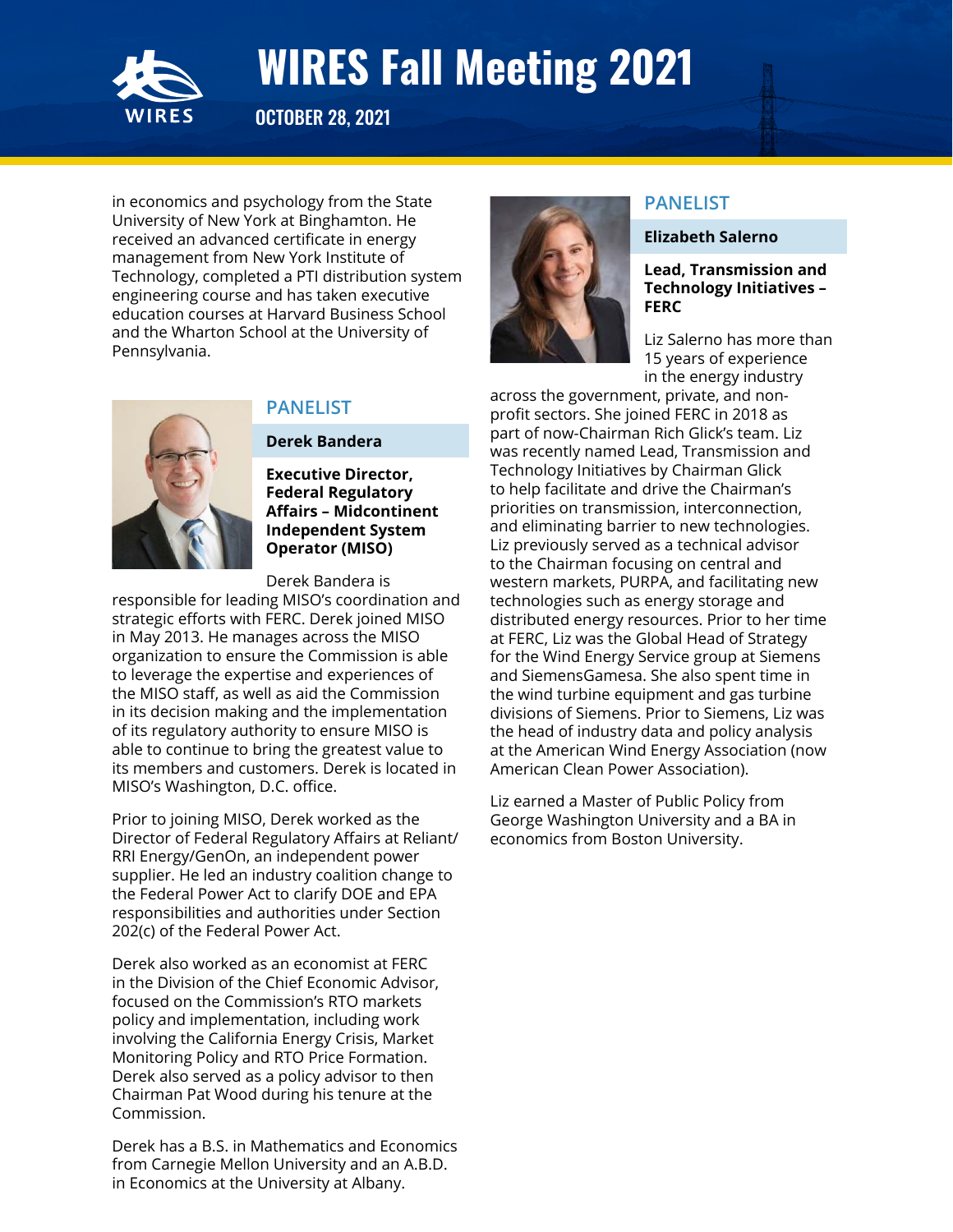in economics and psychology from the State University of New York at Binghamton. He received an advanced certificate in energy management from New York Institute of Technology, completed a PTI distribution system engineering course and has taken executive education courses at Harvard Business School and the Wharton School at the University of Pennsylvania.

## PANELIST

### Derek Bandera

**Executive Director, Federal Regulatory Affairs – Midcontinent Independent System Operator (MISO)**

Derek Bandera is responsible for leading MISO's coordination and strategic efforts with FERC. Derek joined MISO in May 2013. He manages across the MISO organization to ensure the Commission is able to leverage the expertise and experiences of the MISO staff, as well as aid the Commission in its decision making and the implementation of its regulatory authority to ensure MISO is able to continue to bring the greatest value to its members and customers. Derek is located in MISO's Washington, D.C. office.

Prior to joining MISO, Derek worked as the Director of Federal Regulatory Affairs at Reliant/RRI Energy/GenOn, an independent power supplier. He led an industry coalition change to the Federal Power Act to clarify DOE and EPA responsibilities and authorities under Section 202(c) of the Federal Power Act.

Derek also worked as an economist at FERC in the Division of the Chief Economic Advisor, focused on the Commission's RTO markets policy and implementation, including work involving the California Energy Crisis, Market Monitoring Policy and RTO Price Formation. Derek also served as a policy advisor to then Chairman Pat Wood during his tenure at the Commission.

Derek has a B.S. in Mathematics and Economics from Carnegie Mellon University and an A.B.D. in Economics at the University at Albany.

## PANELIST

### Elizabeth Salerno

**Lead, Transmission and Technology Initiatives – FERC**

Liz Salerno has more than 15 years of experience in the energy industry across the government, private, and non-profit sectors. She joined FERC in 2018 as part of now-Chairman Rich Glick's team. Liz was recently named Lead, Transmission and Technology Initiatives by Chairman Glick to help facilitate and drive the Chairman's priorities on transmission, interconnection, and eliminating barrier to new technologies. Liz previously served as a technical advisor to the Chairman focusing on central and western markets, PURPA, and facilitating new technologies such as energy storage and distributed energy resources. Prior to her time at FERC, Liz was the Global Head of Strategy for the Wind Energy Service group at Siemens and SiemensGamesa. She also spent time in the wind turbine equipment and gas turbine divisions of Siemens. Prior to Siemens, Liz was the head of industry data and policy analysis at the American Wind Energy Association (now American Clean Power Association).

Liz earned a Master of Public Policy from George Washington University and a BA in economics from Boston University.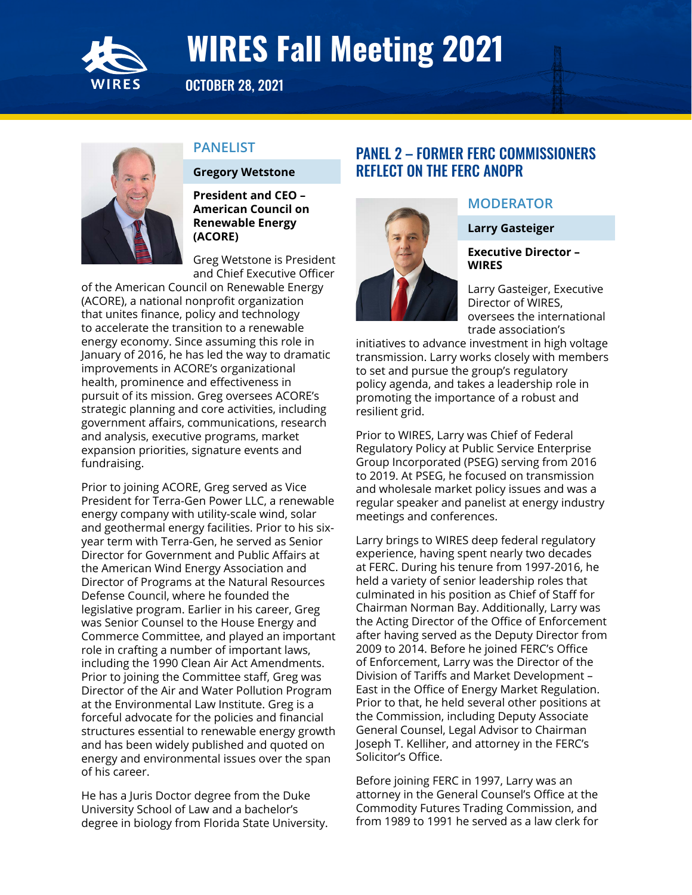## PANELIST

**Gregory Wetstone**

**President and CEO – American Council on Renewable Energy (ACORE)**

Greg Wetstone is President and Chief Executive Officer of the American Council on Renewable Energy (ACORE), a national nonprofit organization that unites finance, policy and technology to accelerate the transition to a renewable energy economy. Since assuming this role in January of 2016, he has led the way to dramatic improvements in ACORE's organizational health, prominence and effectiveness in pursuit of its mission. Greg oversees ACORE's strategic planning and core activities, including government affairs, communications, research and analysis, executive programs, market expansion priorities, signature events and fundraising.

Prior to joining ACORE, Greg served as Vice President for Terra-Gen Power LLC, a renewable energy company with utility-scale wind, solar and geothermal energy facilities. Prior to his six-year term with Terra-Gen, he served as Senior Director for Government and Public Affairs at the American Wind Energy Association and Director of Programs at the Natural Resources Defense Council, where he founded the legislative program. Earlier in his career, Greg was Senior Counsel to the House Energy and Commerce Committee, and played an important role in crafting a number of important laws, including the 1990 Clean Air Act Amendments. Prior to joining the Committee staff, Greg was Director of the Air and Water Pollution Program at the Environmental Law Institute. Greg is a forceful advocate for the policies and financial structures essential to renewable energy growth and has been widely published and quoted on energy and environmental issues over the span of his career.

He has a Juris Doctor degree from the Duke University School of Law and a bachelor's degree in biology from Florida State University.

## PANEL 2 – FORMER FERC COMMISSIONERS REFLECT ON THE FERC ANOPR

## MODERATOR

**Larry Gasteiger**

**Executive Director – WIRES**

Larry Gasteiger, Executive Director of WIRES, oversees the international trade association's initiatives to advance investment in high voltage transmission. Larry works closely with members to set and pursue the group's regulatory policy agenda, and takes a leadership role in promoting the importance of a robust and resilient grid.

Prior to WIRES, Larry was Chief of Federal Regulatory Policy at Public Service Enterprise Group Incorporated (PSEG) serving from 2016 to 2019. At PSEG, he focused on transmission and wholesale market policy issues and was a regular speaker and panelist at energy industry meetings and conferences.

Larry brings to WIRES deep federal regulatory experience, having spent nearly two decades at FERC. During his tenure from 1997-2016, he held a variety of senior leadership roles that culminated in his position as Chief of Staff for Chairman Norman Bay. Additionally, Larry was the Acting Director of the Office of Enforcement after having served as the Deputy Director from 2009 to 2014. Before he joined FERC's Office of Enforcement, Larry was the Director of the Division of Tariffs and Market Development – East in the Office of Energy Market Regulation. Prior to that, he held several other positions at the Commission, including Deputy Associate General Counsel, Legal Advisor to Chairman Joseph T. Kelliher, and attorney in the FERC's Solicitor's Office.

Before joining FERC in 1997, Larry was an attorney in the General Counsel's Office at the Commodity Futures Trading Commission, and from 1989 to 1991 he served as a law clerk for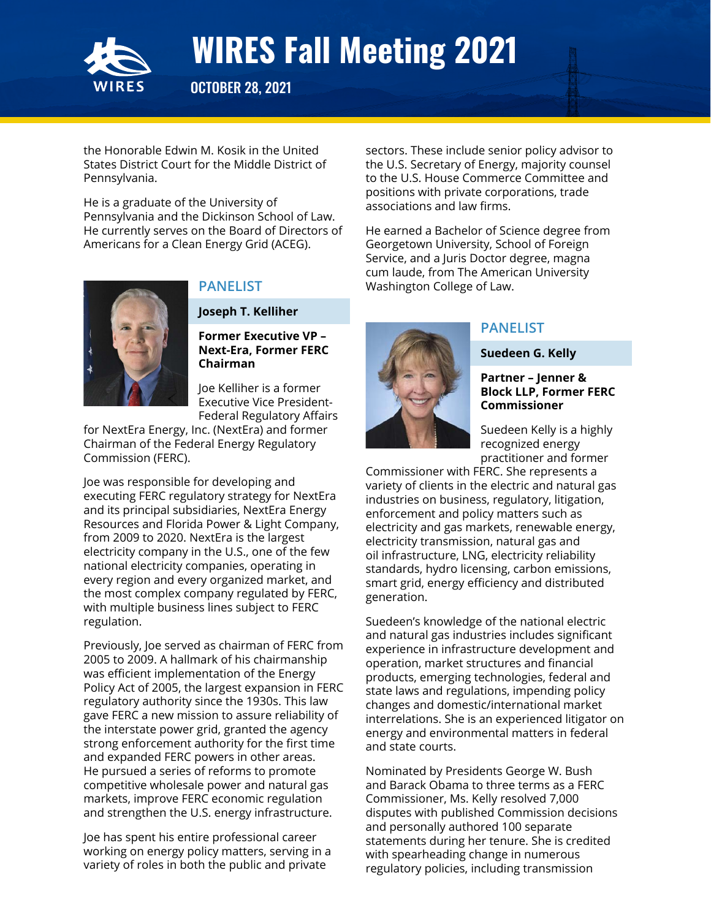the Honorable Edwin M. Kosik in the United States District Court for the Middle District of Pennsylvania.

He is a graduate of the University of Pennsylvania and the Dickinson School of Law. He currently serves on the Board of Directors of Americans for a Clean Energy Grid (ACEG).

## PANELIST

### Joseph T. Kelliher

**Former Executive VP – Next-Era, Former FERC Chairman**

Joe Kelliher is a former Executive Vice President-Federal Regulatory Affairs for NextEra Energy, Inc. (NextEra) and former Chairman of the Federal Energy Regulatory Commission (FERC).

Joe was responsible for developing and executing FERC regulatory strategy for NextEra and its principal subsidiaries, NextEra Energy Resources and Florida Power & Light Company, from 2009 to 2020. NextEra is the largest electricity company in the U.S., one of the few national electricity companies, operating in every region and every organized market, and the most complex company regulated by FERC, with multiple business lines subject to FERC regulation.

Previously, Joe served as chairman of FERC from 2005 to 2009. A hallmark of his chairmanship was efficient implementation of the Energy Policy Act of 2005, the largest expansion in FERC regulatory authority since the 1930s. This law gave FERC a new mission to assure reliability of the interstate power grid, granted the agency strong enforcement authority for the first time and expanded FERC powers in other areas. He pursued a series of reforms to promote competitive wholesale power and natural gas markets, improve FERC economic regulation and strengthen the U.S. energy infrastructure.

Joe has spent his entire professional career working on energy policy matters, serving in a variety of roles in both the public and private sectors. These include senior policy advisor to the U.S. Secretary of Energy, majority counsel to the U.S. House Commerce Committee and positions with private corporations, trade associations and law firms.

He earned a Bachelor of Science degree from Georgetown University, School of Foreign Service, and a Juris Doctor degree, magna cum laude, from The American University Washington College of Law.

## PANELIST

### Suedeen G. Kelly

**Partner – Jenner & Block LLP, Former FERC Commissioner**

Suedeen Kelly is a highly recognized energy practitioner and former Commissioner with FERC. She represents a variety of clients in the electric and natural gas industries on business, regulatory, litigation, enforcement and policy matters such as electricity and gas markets, renewable energy, electricity transmission, natural gas and oil infrastructure, LNG, electricity reliability standards, hydro licensing, carbon emissions, smart grid, energy efficiency and distributed generation.

Suedeen's knowledge of the national electric and natural gas industries includes significant experience in infrastructure development and operation, market structures and financial products, emerging technologies, federal and state laws and regulations, impending policy changes and domestic/international market interrelations. She is an experienced litigator on energy and environmental matters in federal and state courts.

Nominated by Presidents George W. Bush and Barack Obama to three terms as a FERC Commissioner, Ms. Kelly resolved 7,000 disputes with published Commission decisions and personally authored 100 separate statements during her tenure. She is credited with spearheading change in numerous regulatory policies, including transmission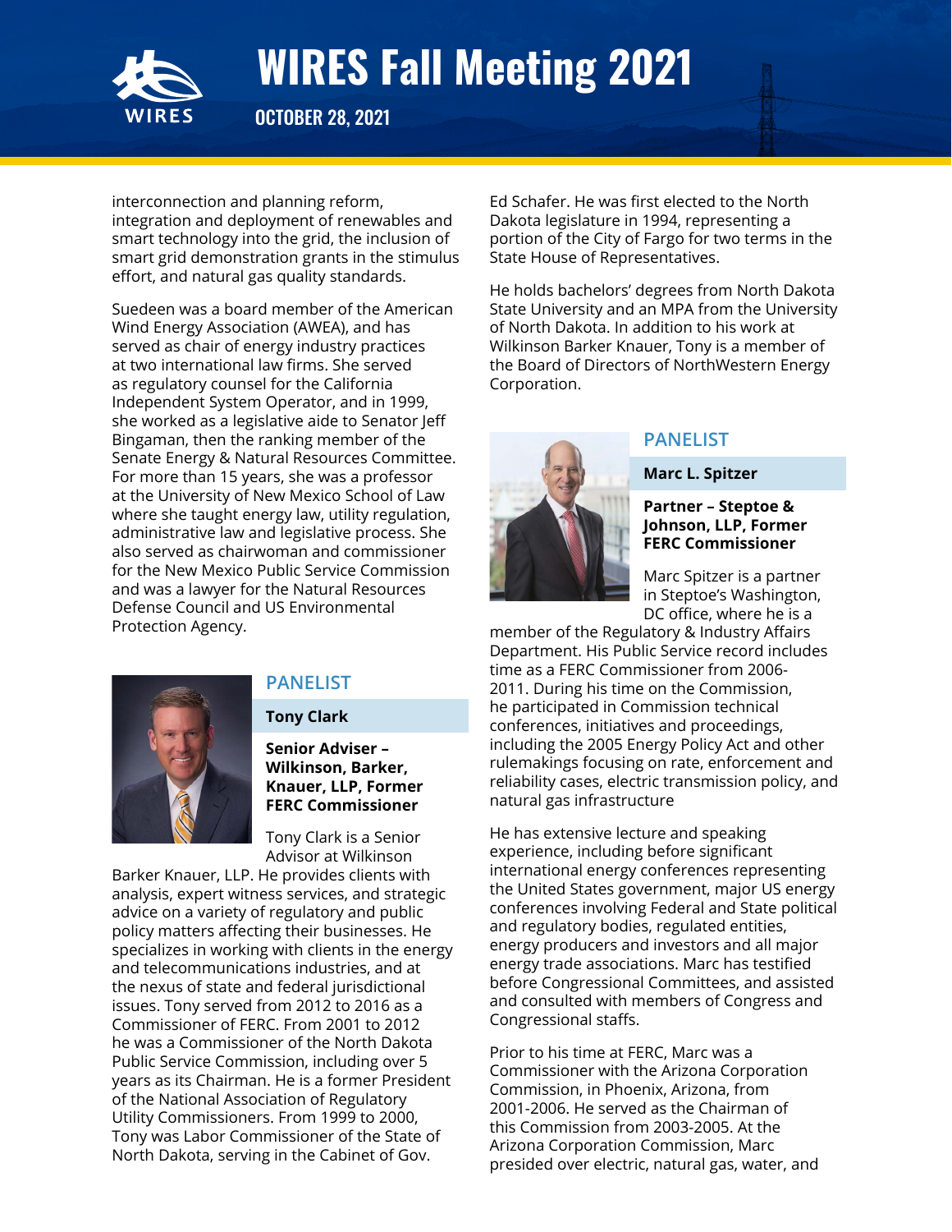interconnection and planning reform, integration and deployment of renewables and smart technology into the grid, the inclusion of smart grid demonstration grants in the stimulus effort, and natural gas quality standards.

Suedeen was a board member of the American Wind Energy Association (AWEA), and has served as chair of energy industry practices at two international law firms. She served as regulatory counsel for the California Independent System Operator, and in 1999, she worked as a legislative aide to Senator Jeff Bingaman, then the ranking member of the Senate Energy & Natural Resources Committee. For more than 15 years, she was a professor at the University of New Mexico School of Law where she taught energy law, utility regulation, administrative law and legislative process. She also served as chairwoman and commissioner for the New Mexico Public Service Commission and was a lawyer for the Natural Resources Defense Council and US Environmental Protection Agency.

## PANELIST

**Tony Clark**

**Senior Adviser – Wilkinson, Barker, Knauer, LLP, Former FERC Commissioner**

Tony Clark is a Senior Advisor at Wilkinson Barker Knauer, LLP. He provides clients with analysis, expert witness services, and strategic advice on a variety of regulatory and public policy matters affecting their businesses. He specializes in working with clients in the energy and telecommunications industries, and at the nexus of state and federal jurisdictional issues. Tony served from 2012 to 2016 as a Commissioner of FERC. From 2001 to 2012 he was a Commissioner of the North Dakota Public Service Commission, including over 5 years as its Chairman. He is a former President of the National Association of Regulatory Utility Commissioners. From 1999 to 2000, Tony was Labor Commissioner of the State of North Dakota, serving in the Cabinet of Gov. Ed Schafer. He was first elected to the North Dakota legislature in 1994, representing a portion of the City of Fargo for two terms in the State House of Representatives.

He holds bachelors' degrees from North Dakota State University and an MPA from the University of North Dakota. In addition to his work at Wilkinson Barker Knauer, Tony is a member of the Board of Directors of NorthWestern Energy Corporation.

## PANELIST

**Marc L. Spitzer**

**Partner – Steptoe & Johnson, LLP, Former FERC Commissioner**

Marc Spitzer is a partner in Steptoe's Washington, DC office, where he is a member of the Regulatory & Industry Affairs Department. His Public Service record includes time as a FERC Commissioner from 2006-2011. During his time on the Commission, he participated in Commission technical conferences, initiatives and proceedings, including the 2005 Energy Policy Act and other rulemakings focusing on rate, enforcement and reliability cases, electric transmission policy, and natural gas infrastructure

He has extensive lecture and speaking experience, including before significant international energy conferences representing the United States government, major US energy conferences involving Federal and State political and regulatory bodies, regulated entities, energy producers and investors and all major energy trade associations. Marc has testified before Congressional Committees, and assisted and consulted with members of Congress and Congressional staffs.

Prior to his time at FERC, Marc was a Commissioner with the Arizona Corporation Commission, in Phoenix, Arizona, from 2001-2006. He served as the Chairman of this Commission from 2003-2005. At the Arizona Corporation Commission, Marc presided over electric, natural gas, water, and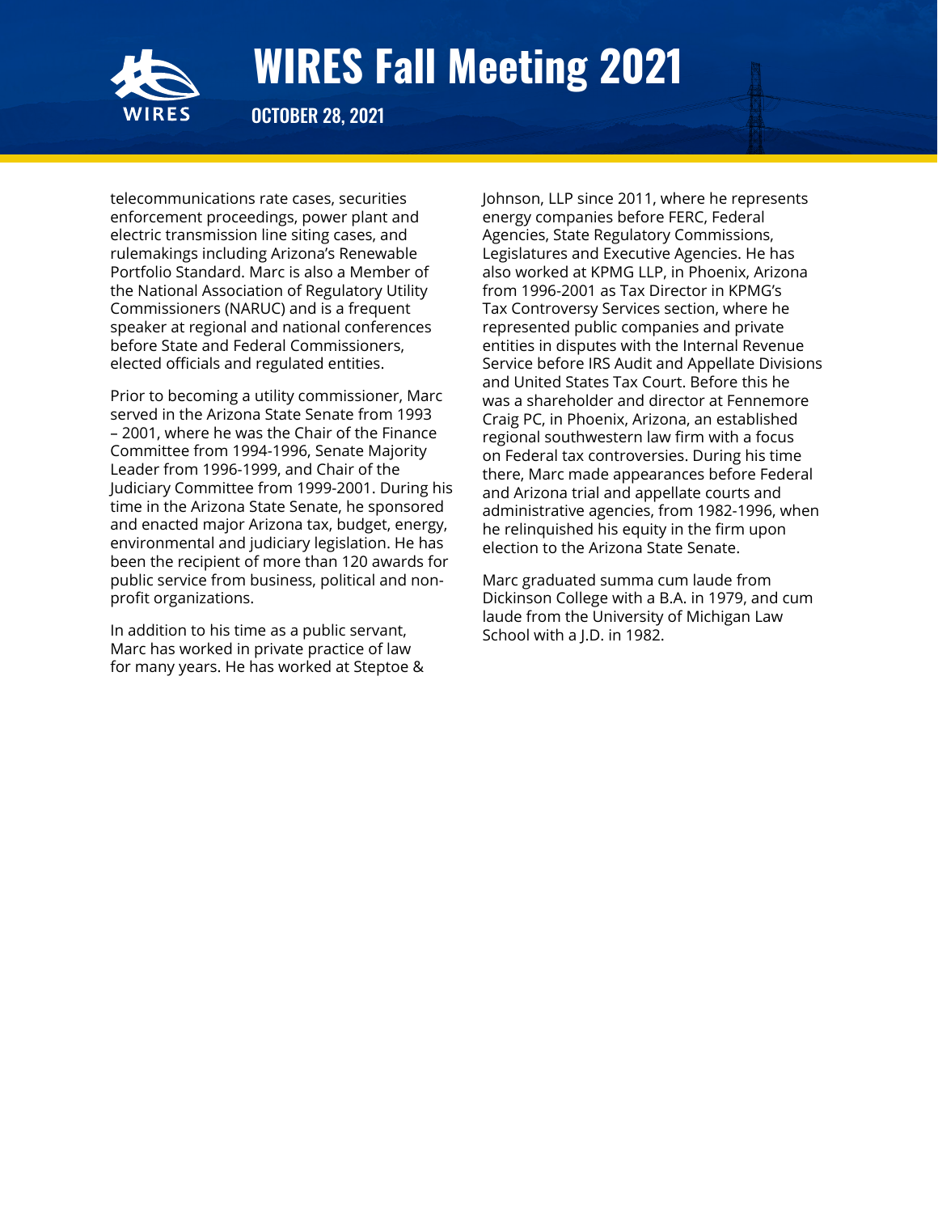telecommunications rate cases, securities enforcement proceedings, power plant and electric transmission line siting cases, and rulemakings including Arizona's Renewable Portfolio Standard. Marc is also a Member of the National Association of Regulatory Utility Commissioners (NARUC) and is a frequent speaker at regional and national conferences before State and Federal Commissioners, elected officials and regulated entities.

Prior to becoming a utility commissioner, Marc served in the Arizona State Senate from 1993 – 2001, where he was the Chair of the Finance Committee from 1994-1996, Senate Majority Leader from 1996-1999, and Chair of the Judiciary Committee from 1999-2001. During his time in the Arizona State Senate, he sponsored and enacted major Arizona tax, budget, energy, environmental and judiciary legislation. He has been the recipient of more than 120 awards for public service from business, political and non-profit organizations.

In addition to his time as a public servant, Marc has worked in private practice of law for many years. He has worked at Steptoe & Johnson, LLP since 2011, where he represents energy companies before FERC, Federal Agencies, State Regulatory Commissions, Legislatures and Executive Agencies. He has also worked at KPMG LLP, in Phoenix, Arizona from 1996-2001 as Tax Director in KPMG's Tax Controversy Services section, where he represented public companies and private entities in disputes with the Internal Revenue Service before IRS Audit and Appellate Divisions and United States Tax Court. Before this he was a shareholder and director at Fennemore Craig PC, in Phoenix, Arizona, an established regional southwestern law firm with a focus on Federal tax controversies. During his time there, Marc made appearances before Federal and Arizona trial and appellate courts and administrative agencies, from 1982-1996, when he relinquished his equity in the firm upon election to the Arizona State Senate.

Marc graduated summa cum laude from Dickinson College with a B.A. in 1979, and cum laude from the University of Michigan Law School with a J.D. in 1982.